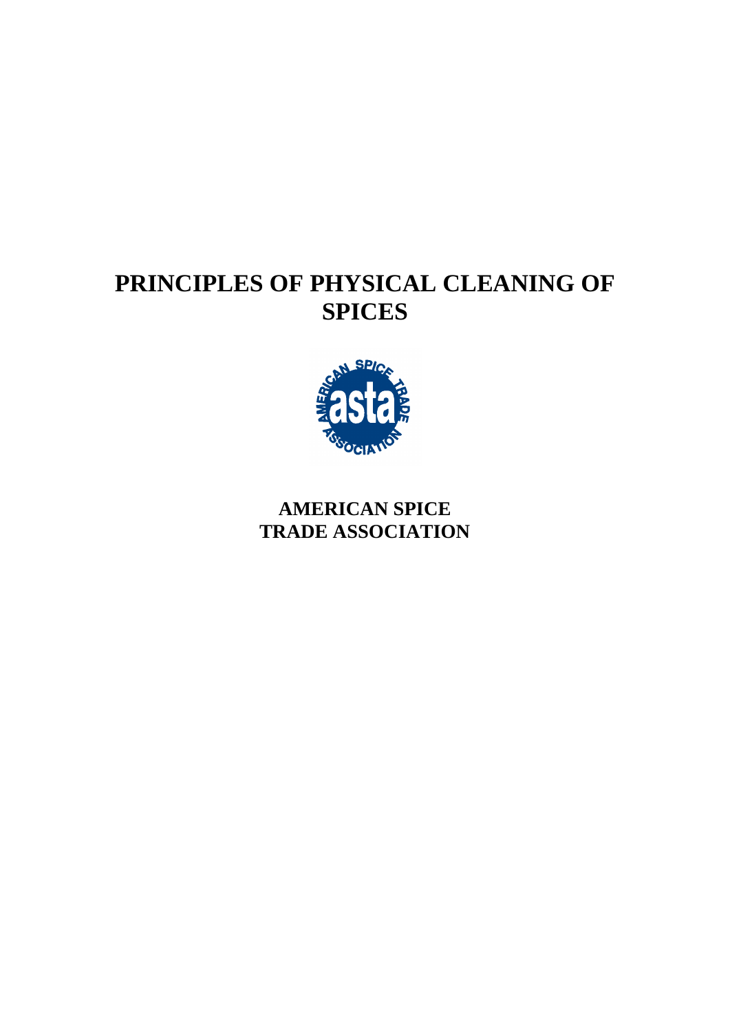# PRINCIPLES OF PHYSICAL CLEANING OF SPICES

**AMERICAN SPICE TRADE ASSOCIATION**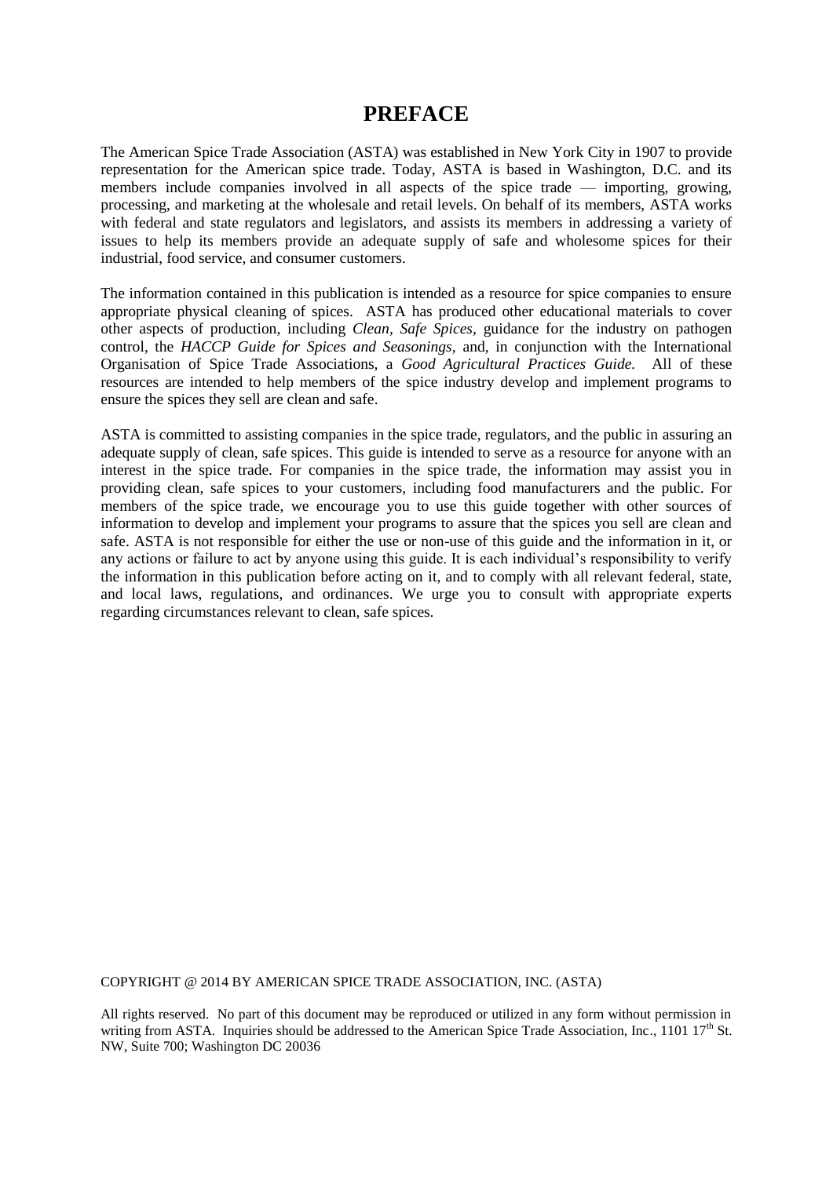# PREFACE

The American Spice Trade Association (ASTA) was established in New York City in 1907 to provide representation for the American spice trade. Today, ASTA is based in Washington, D.C. and its members include companies involved in all aspects of the spice trade — importing, growing, processing, and marketing at the wholesale and retail levels. On behalf of its members, ASTA works with federal and state regulators and legislators, and assists its members in addressing a variety of issues to help its members provide an adequate supply of safe and wholesome spices for their industrial, food service, and consumer customers.

The information contained in this publication is intended as a resource for spice companies to ensure appropriate physical cleaning of spices. ASTA has produced other educational materials to cover other aspects of production, including *Clean, Safe Spices,* guidance for the industry on pathogen control, the *HACCP Guide for Spices and Seasonings,* and, in conjunction with the International Organisation of Spice Trade Associations, a *Good Agricultural Practices Guide.* All of these resources are intended to help members of the spice industry develop and implement programs to ensure the spices they sell are clean and safe.

ASTA is committed to assisting companies in the spice trade, regulators, and the public in assuring an adequate supply of clean, safe spices. This guide is intended to serve as a resource for anyone with an interest in the spice trade. For companies in the spice trade, the information may assist you in providing clean, safe spices to your customers, including food manufacturers and the public. For members of the spice trade, we encourage you to use this guide together with other sources of information to develop and implement your programs to assure that the spices you sell are clean and safe. ASTA is not responsible for either the use or non-use of this guide and the information in it, or any actions or failure to act by anyone using this guide. It is each individual's responsibility to verify the information in this publication before acting on it, and to comply with all relevant federal, state, and local laws, regulations, and ordinances. We urge you to consult with appropriate experts regarding circumstances relevant to clean, safe spices.

COPYRIGHT @ 2014 BY AMERICAN SPICE TRADE ASSOCIATION, INC. (ASTA)

All rights reserved. No part of this document may be reproduced or utilized in any form without permission in writing from ASTA. Inquiries should be addressed to the American Spice Trade Association, Inc., 1101 17th St. NW, Suite 700; Washington DC 20036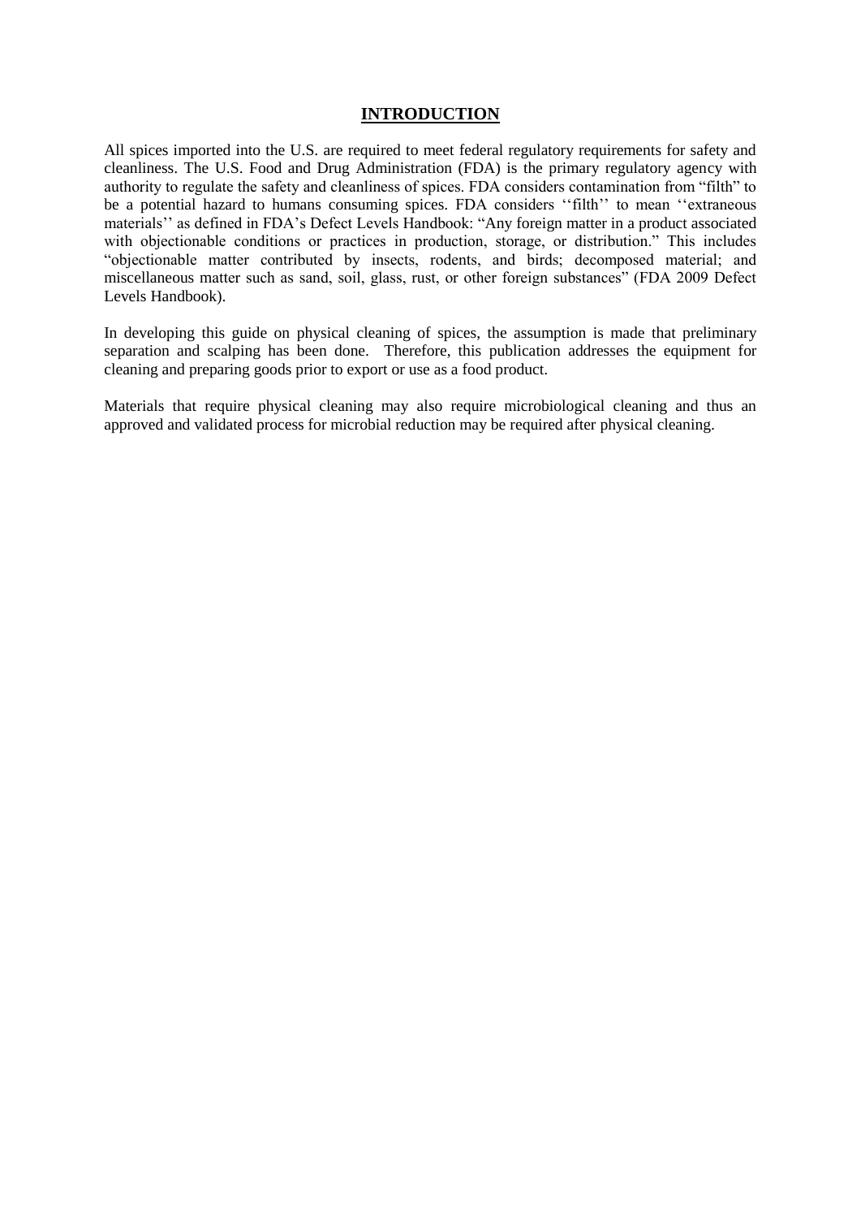## INTRODUCTION

All spices imported into the U.S. are required to meet federal regulatory requirements for safety and cleanliness. The U.S. Food and Drug Administration (FDA) is the primary regulatory agency with authority to regulate the safety and cleanliness of spices. FDA considers contamination from "filth" to be a potential hazard to humans consuming spices. FDA considers ''filth'' to mean ''extraneous materials'' as defined in FDA's Defect Levels Handbook: "Any foreign matter in a product associated with objectionable conditions or practices in production, storage, or distribution." This includes "objectionable matter contributed by insects, rodents, and birds; decomposed material; and miscellaneous matter such as sand, soil, glass, rust, or other foreign substances" (FDA 2009 Defect Levels Handbook).

In developing this guide on physical cleaning of spices, the assumption is made that preliminary separation and scalping has been done. Therefore, this publication addresses the equipment for cleaning and preparing goods prior to export or use as a food product.

Materials that require physical cleaning may also require microbiological cleaning and thus an approved and validated process for microbial reduction may be required after physical cleaning.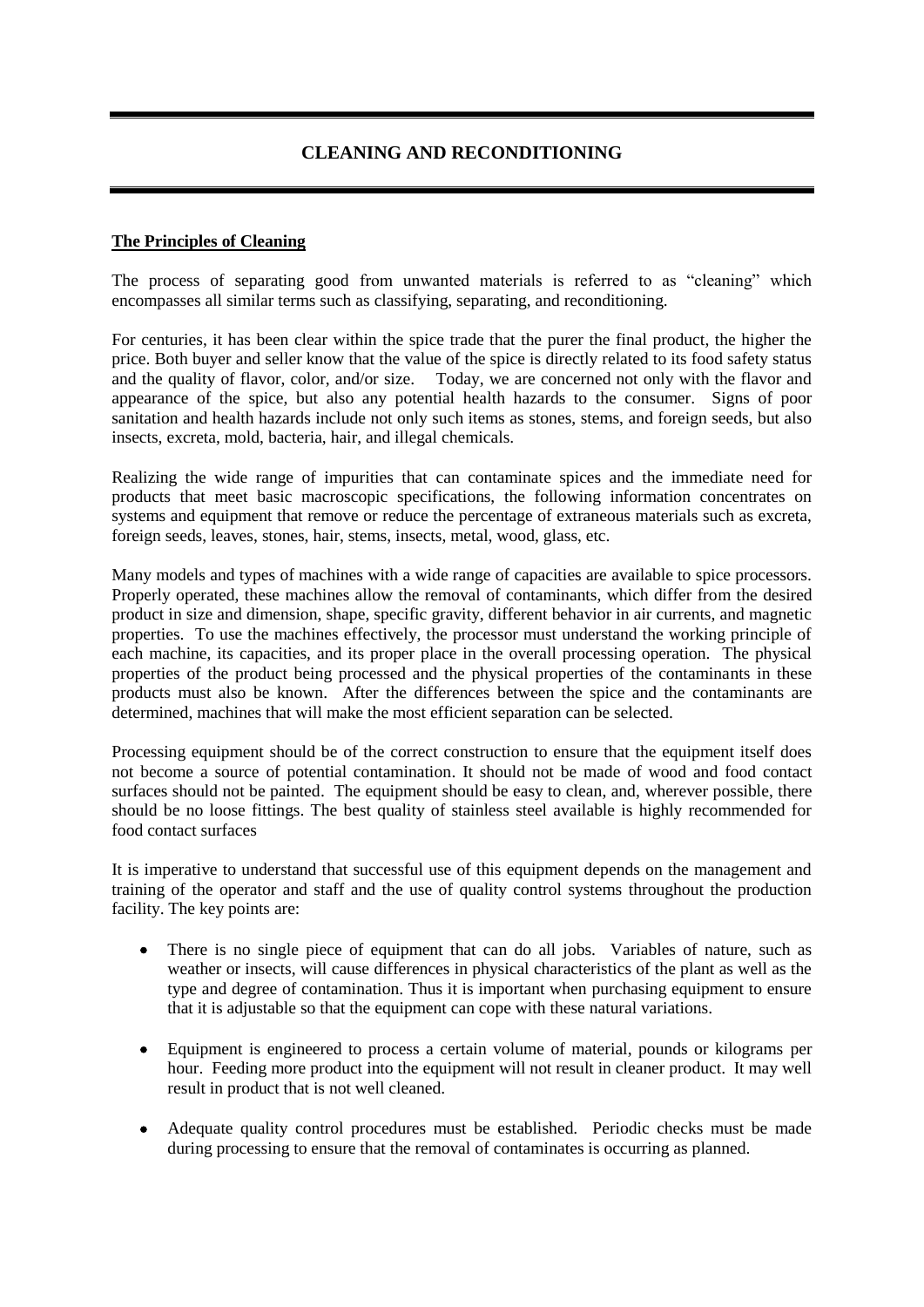# CLEANING AND RECONDITIONING

## The Principles of Cleaning

The process of separating good from unwanted materials is referred to as "cleaning" which encompasses all similar terms such as classifying, separating, and reconditioning.

For centuries, it has been clear within the spice trade that the purer the final product, the higher the price. Both buyer and seller know that the value of the spice is directly related to its food safety status and the quality of flavor, color, and/or size. Today, we are concerned not only with the flavor and appearance of the spice, but also any potential health hazards to the consumer. Signs of poor sanitation and health hazards include not only such items as stones, stems, and foreign seeds, but also insects, excreta, mold, bacteria, hair, and illegal chemicals.

Realizing the wide range of impurities that can contaminate spices and the immediate need for products that meet basic macroscopic specifications, the following information concentrates on systems and equipment that remove or reduce the percentage of extraneous materials such as excreta, foreign seeds, leaves, stones, hair, stems, insects, metal, wood, glass, etc.

Many models and types of machines with a wide range of capacities are available to spice processors. Properly operated, these machines allow the removal of contaminants, which differ from the desired product in size and dimension, shape, specific gravity, different behavior in air currents, and magnetic properties. To use the machines effectively, the processor must understand the working principle of each machine, its capacities, and its proper place in the overall processing operation. The physical properties of the product being processed and the physical properties of the contaminants in these products must also be known. After the differences between the spice and the contaminants are determined, machines that will make the most efficient separation can be selected.

Processing equipment should be of the correct construction to ensure that the equipment itself does not become a source of potential contamination. It should not be made of wood and food contact surfaces should not be painted. The equipment should be easy to clean, and, wherever possible, there should be no loose fittings. The best quality of stainless steel available is highly recommended for food contact surfaces

It is imperative to understand that successful use of this equipment depends on the management and training of the operator and staff and the use of quality control systems throughout the production facility. The key points are:

- There is no single piece of equipment that can do all jobs. Variables of nature, such as weather or insects, will cause differences in physical characteristics of the plant as well as the type and degree of contamination. Thus it is important when purchasing equipment to ensure that it is adjustable so that the equipment can cope with these natural variations.
- Equipment is engineered to process a certain volume of material, pounds or kilograms per hour. Feeding more product into the equipment will not result in cleaner product. It may well result in product that is not well cleaned.
- Adequate quality control procedures must be established. Periodic checks must be made during processing to ensure that the removal of contaminates is occurring as planned.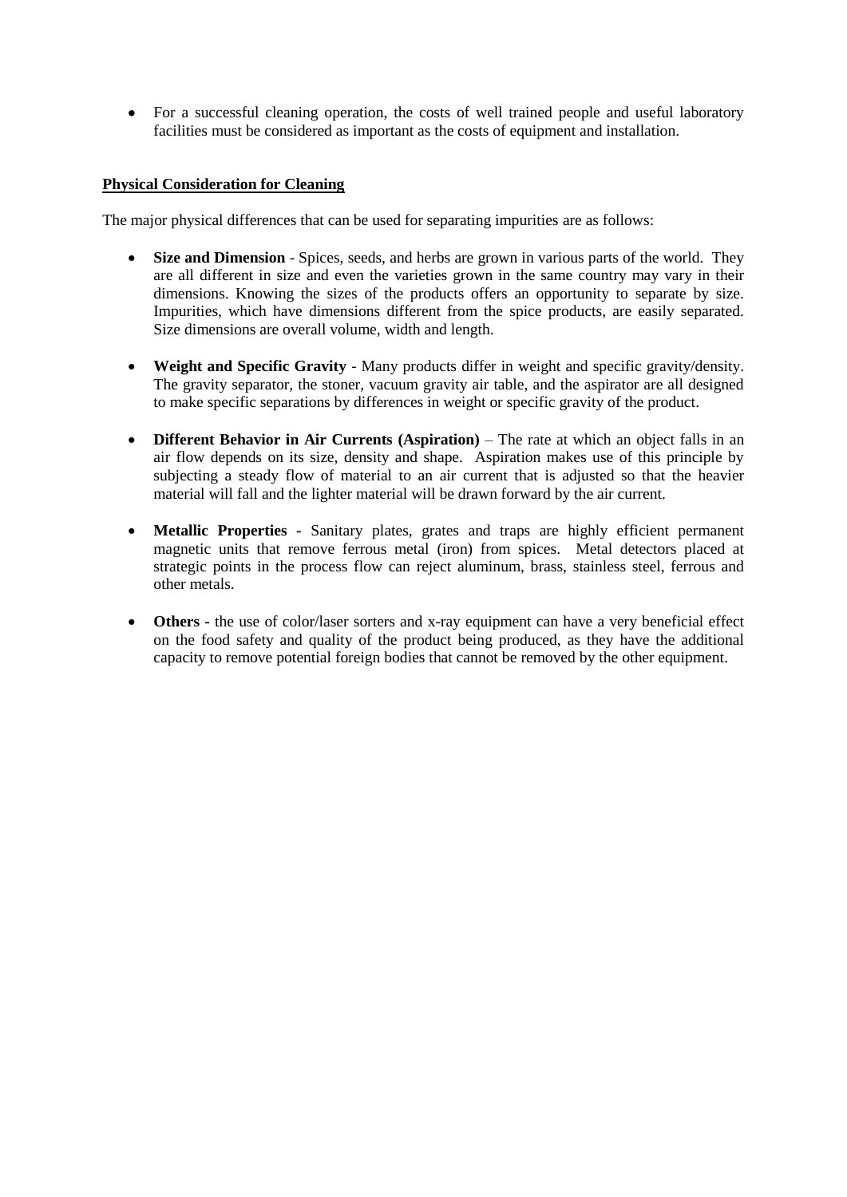- For a successful cleaning operation, the costs of well trained people and useful laboratory facilities must be considered as important as the costs of equipment and installation.

## Physical Consideration for Cleaning

The major physical differences that can be used for separating impurities are as follows:

- **Size and Dimension** - Spices, seeds, and herbs are grown in various parts of the world. They are all different in size and even the varieties grown in the same country may vary in their dimensions. Knowing the sizes of the products offers an opportunity to separate by size. Impurities, which have dimensions different from the spice products, are easily separated. Size dimensions are overall volume, width and length.

- **Weight and Specific Gravity** - Many products differ in weight and specific gravity/density. The gravity separator, the stoner, vacuum gravity air table, and the aspirator are all designed to make specific separations by differences in weight or specific gravity of the product.

- **Different Behavior in Air Currents (Aspiration)** – The rate at which an object falls in an air flow depends on its size, density and shape. Aspiration makes use of this principle by subjecting a steady flow of material to an air current that is adjusted so that the heavier material will fall and the lighter material will be drawn forward by the air current.

- **Metallic Properties -** Sanitary plates, grates and traps are highly efficient permanent magnetic units that remove ferrous metal (iron) from spices. Metal detectors placed at strategic points in the process flow can reject aluminum, brass, stainless steel, ferrous and other metals.

- **Others -** the use of color/laser sorters and x-ray equipment can have a very beneficial effect on the food safety and quality of the product being produced, as they have the additional capacity to remove potential foreign bodies that cannot be removed by the other equipment.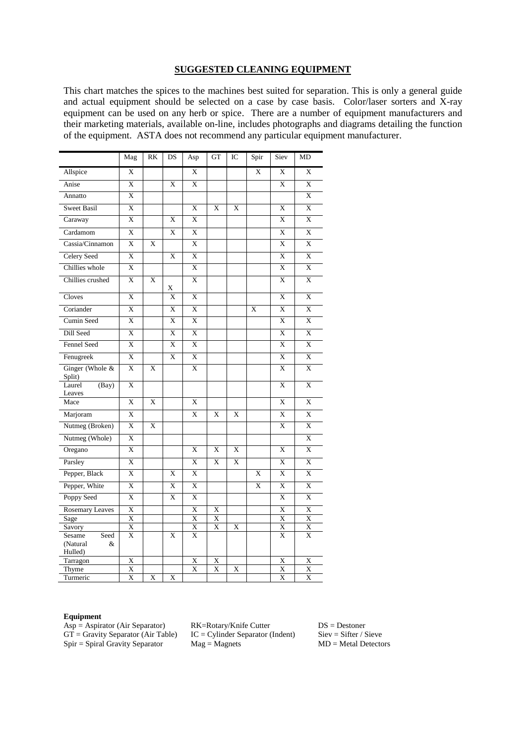## SUGGESTED CLEANING EQUIPMENT

This chart matches the spices to the machines best suited for separation. This is only a general guide and actual equipment should be selected on a case by case basis. Color/laser sorters and X-ray equipment can be used on any herb or spice. There are a number of equipment manufacturers and their marketing materials, available on-line, includes photographs and diagrams detailing the function of the equipment. ASTA does not recommend any particular equipment manufacturer.

| | Mag | RK | DS | Asp | GT | IC | Spir | Siev | MD |
|---|---|---|---|---|---|---|---|---|---|
| Allspice | X | | | X | | | X | X | X |
| Anise | X | | X | X | | | | X | X |
| Annatto | X | | | | | | | | X |
| Sweet Basil | X | | | X | X | X | | X | X |
| Caraway | X | | X | X | | | | X | X |
| Cardamom | X | | X | X | | | | X | X |
| Cassia/Cinnamon | X | X | | X | | | | X | X |
| Celery Seed | X | | X | X | | | | X | X |
| Chillies whole | X | | | X | | | | X | X |
| Chillies crushed | X | X | X | X | | | | X | X |
| Cloves | X | | X | X | | | | X | X |
| Coriander | X | | X | X | | | X | X | X |
| Cumin Seed | X | | X | X | | | | X | X |
| Dill Seed | X | | X | X | | | | X | X |
| Fennel Seed | X | | X | X | | | | X | X |
| Fenugreek | X | | X | X | | | | X | X |
| Ginger (Whole & Split) | X | X | | X | | | | X | X |
| Laurel (Bay) Leaves | X | | | | | | | X | X |
| Mace | X | X | | X | | | | X | X |
| Marjoram | X | | | X | X | X | | X | X |
| Nutmeg (Broken) | X | X | | | | | | X | X |
| Nutmeg (Whole) | X | | | | | | | | X |
| Oregano | X | | | X | X | X | | X | X |
| Parsley | X | | | X | X | X | | X | X |
| Pepper, Black | X | | X | X | | | X | X | X |
| Pepper, White | X | | X | X | | | X | X | X |
| Poppy Seed | X | | X | X | | | | X | X |
| Rosemary Leaves | X | | | X | X | | | X | X |
| Sage | X | | | X | X | | | X | X |
| Savory | X | | | X | X | X | | X | X |
| Sesame Seed (Natural & Hulled) | X | | X | X | | | | X | X |
| Tarragon | X | | | X | X | | | X | X |
| Thyme | X | | | X | X | X | | X | X |
| Turmeric | X | X | X | | | | | X | X |

**Equipment**

Asp = Aspirator (Air Separator)
GT = Gravity Separator (Air Table)
Spir = Spiral Gravity Separator
RK=Rotary/Knife Cutter
IC = Cylinder Separator (Indent)
Mag = Magnets
DS = Destoner
Siev = Sifter / Sieve
MD = Metal Detectors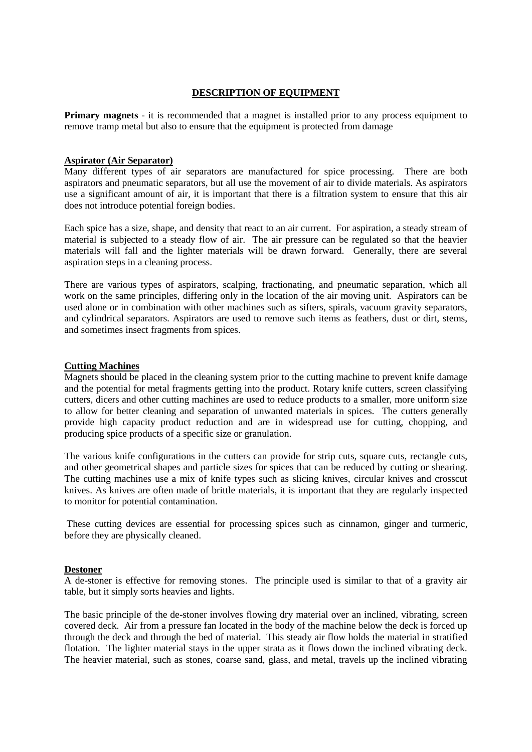# DESCRIPTION OF EQUIPMENT

**Primary magnets** - it is recommended that a magnet is installed prior to any process equipment to remove tramp metal but also to ensure that the equipment is protected from damage

## Aspirator (Air Separator)

Many different types of air separators are manufactured for spice processing. There are both aspirators and pneumatic separators, but all use the movement of air to divide materials. As aspirators use a significant amount of air, it is important that there is a filtration system to ensure that this air does not introduce potential foreign bodies.

Each spice has a size, shape, and density that react to an air current. For aspiration, a steady stream of material is subjected to a steady flow of air. The air pressure can be regulated so that the heavier materials will fall and the lighter materials will be drawn forward. Generally, there are several aspiration steps in a cleaning process.

There are various types of aspirators, scalping, fractionating, and pneumatic separation, which all work on the same principles, differing only in the location of the air moving unit. Aspirators can be used alone or in combination with other machines such as sifters, spirals, vacuum gravity separators, and cylindrical separators. Aspirators are used to remove such items as feathers, dust or dirt, stems, and sometimes insect fragments from spices.

## Cutting Machines

Magnets should be placed in the cleaning system prior to the cutting machine to prevent knife damage and the potential for metal fragments getting into the product. Rotary knife cutters, screen classifying cutters, dicers and other cutting machines are used to reduce products to a smaller, more uniform size to allow for better cleaning and separation of unwanted materials in spices. The cutters generally provide high capacity product reduction and are in widespread use for cutting, chopping, and producing spice products of a specific size or granulation.

The various knife configurations in the cutters can provide for strip cuts, square cuts, rectangle cuts, and other geometrical shapes and particle sizes for spices that can be reduced by cutting or shearing. The cutting machines use a mix of knife types such as slicing knives, circular knives and crosscut knives. As knives are often made of brittle materials, it is important that they are regularly inspected to monitor for potential contamination.

These cutting devices are essential for processing spices such as cinnamon, ginger and turmeric, before they are physically cleaned.

## Destoner

A de-stoner is effective for removing stones. The principle used is similar to that of a gravity air table, but it simply sorts heavies and lights.

The basic principle of the de-stoner involves flowing dry material over an inclined, vibrating, screen covered deck. Air from a pressure fan located in the body of the machine below the deck is forced up through the deck and through the bed of material. This steady air flow holds the material in stratified flotation. The lighter material stays in the upper strata as it flows down the inclined vibrating deck. The heavier material, such as stones, coarse sand, glass, and metal, travels up the inclined vibrating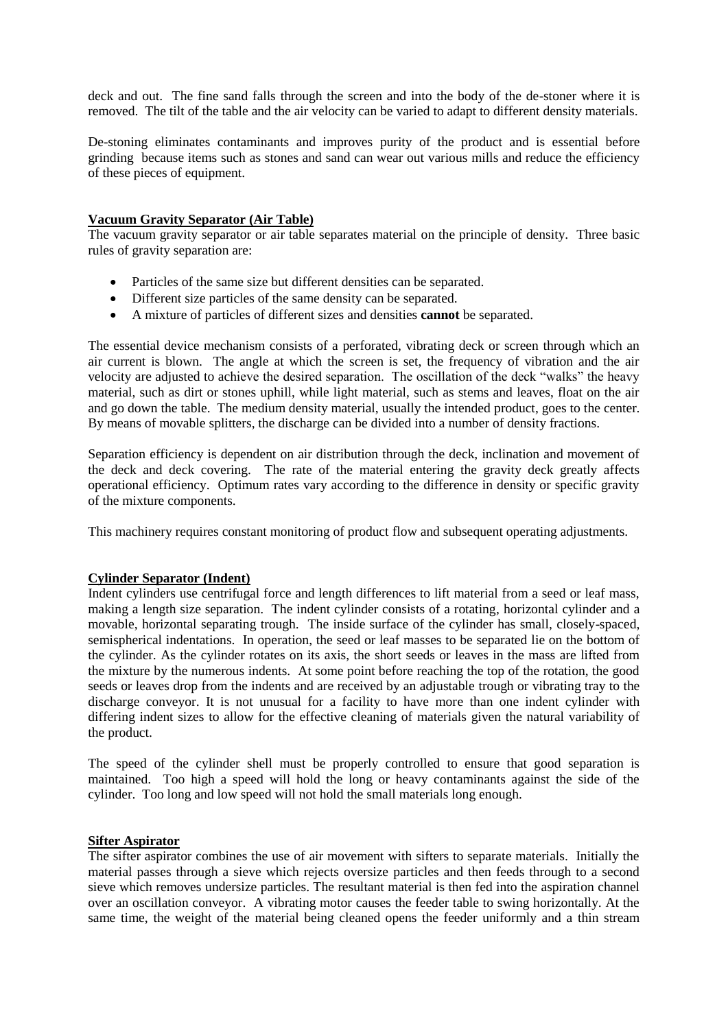deck and out. The fine sand falls through the screen and into the body of the de-stoner where it is removed. The tilt of the table and the air velocity can be varied to adapt to different density materials.

De-stoning eliminates contaminants and improves purity of the product and is essential before grinding because items such as stones and sand can wear out various mills and reduce the efficiency of these pieces of equipment.

## Vacuum Gravity Separator (Air Table)

The vacuum gravity separator or air table separates material on the principle of density. Three basic rules of gravity separation are:

- Particles of the same size but different densities can be separated.
- Different size particles of the same density can be separated.
- A mixture of particles of different sizes and densities **cannot** be separated.

The essential device mechanism consists of a perforated, vibrating deck or screen through which an air current is blown. The angle at which the screen is set, the frequency of vibration and the air velocity are adjusted to achieve the desired separation. The oscillation of the deck "walks" the heavy material, such as dirt or stones uphill, while light material, such as stems and leaves, float on the air and go down the table. The medium density material, usually the intended product, goes to the center. By means of movable splitters, the discharge can be divided into a number of density fractions.

Separation efficiency is dependent on air distribution through the deck, inclination and movement of the deck and deck covering. The rate of the material entering the gravity deck greatly affects operational efficiency. Optimum rates vary according to the difference in density or specific gravity of the mixture components.

This machinery requires constant monitoring of product flow and subsequent operating adjustments.

## Cylinder Separator (Indent)

Indent cylinders use centrifugal force and length differences to lift material from a seed or leaf mass, making a length size separation. The indent cylinder consists of a rotating, horizontal cylinder and a movable, horizontal separating trough. The inside surface of the cylinder has small, closely-spaced, semispherical indentations. In operation, the seed or leaf masses to be separated lie on the bottom of the cylinder. As the cylinder rotates on its axis, the short seeds or leaves in the mass are lifted from the mixture by the numerous indents. At some point before reaching the top of the rotation, the good seeds or leaves drop from the indents and are received by an adjustable trough or vibrating tray to the discharge conveyor. It is not unusual for a facility to have more than one indent cylinder with differing indent sizes to allow for the effective cleaning of materials given the natural variability of the product.

The speed of the cylinder shell must be properly controlled to ensure that good separation is maintained. Too high a speed will hold the long or heavy contaminants against the side of the cylinder. Too long and low speed will not hold the small materials long enough.

## Sifter Aspirator

The sifter aspirator combines the use of air movement with sifters to separate materials. Initially the material passes through a sieve which rejects oversize particles and then feeds through to a second sieve which removes undersize particles. The resultant material is then fed into the aspiration channel over an oscillation conveyor. A vibrating motor causes the feeder table to swing horizontally. At the same time, the weight of the material being cleaned opens the feeder uniformly and a thin stream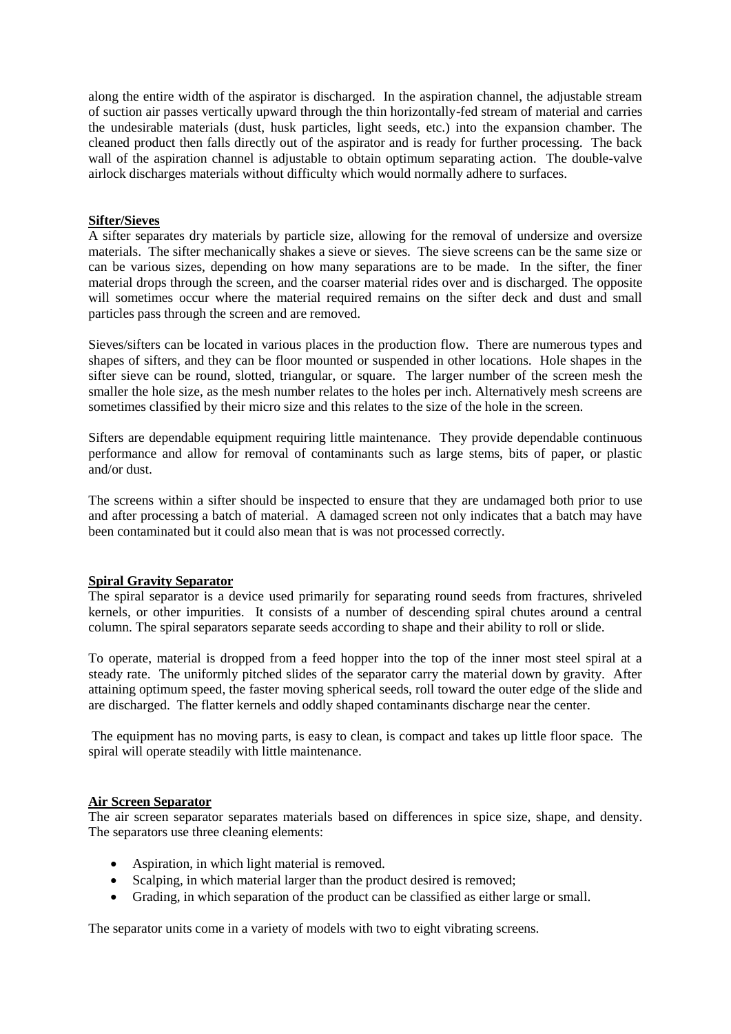along the entire width of the aspirator is discharged. In the aspiration channel, the adjustable stream of suction air passes vertically upward through the thin horizontally-fed stream of material and carries the undesirable materials (dust, husk particles, light seeds, etc.) into the expansion chamber. The cleaned product then falls directly out of the aspirator and is ready for further processing. The back wall of the aspiration channel is adjustable to obtain optimum separating action. The double-valve airlock discharges materials without difficulty which would normally adhere to surfaces.

## Sifter/Sieves

A sifter separates dry materials by particle size, allowing for the removal of undersize and oversize materials. The sifter mechanically shakes a sieve or sieves. The sieve screens can be the same size or can be various sizes, depending on how many separations are to be made. In the sifter, the finer material drops through the screen, and the coarser material rides over and is discharged. The opposite will sometimes occur where the material required remains on the sifter deck and dust and small particles pass through the screen and are removed.

Sieves/sifters can be located in various places in the production flow. There are numerous types and shapes of sifters, and they can be floor mounted or suspended in other locations. Hole shapes in the sifter sieve can be round, slotted, triangular, or square. The larger number of the screen mesh the smaller the hole size, as the mesh number relates to the holes per inch. Alternatively mesh screens are sometimes classified by their micro size and this relates to the size of the hole in the screen.

Sifters are dependable equipment requiring little maintenance. They provide dependable continuous performance and allow for removal of contaminants such as large stems, bits of paper, or plastic and/or dust.

The screens within a sifter should be inspected to ensure that they are undamaged both prior to use and after processing a batch of material. A damaged screen not only indicates that a batch may have been contaminated but it could also mean that is was not processed correctly.

## Spiral Gravity Separator

The spiral separator is a device used primarily for separating round seeds from fractures, shriveled kernels, or other impurities. It consists of a number of descending spiral chutes around a central column. The spiral separators separate seeds according to shape and their ability to roll or slide.

To operate, material is dropped from a feed hopper into the top of the inner most steel spiral at a steady rate. The uniformly pitched slides of the separator carry the material down by gravity. After attaining optimum speed, the faster moving spherical seeds, roll toward the outer edge of the slide and are discharged. The flatter kernels and oddly shaped contaminants discharge near the center.

The equipment has no moving parts, is easy to clean, is compact and takes up little floor space. The spiral will operate steadily with little maintenance.

## Air Screen Separator

The air screen separator separates materials based on differences in spice size, shape, and density. The separators use three cleaning elements:

- Aspiration, in which light material is removed.
- Scalping, in which material larger than the product desired is removed;
- Grading, in which separation of the product can be classified as either large or small.

The separator units come in a variety of models with two to eight vibrating screens.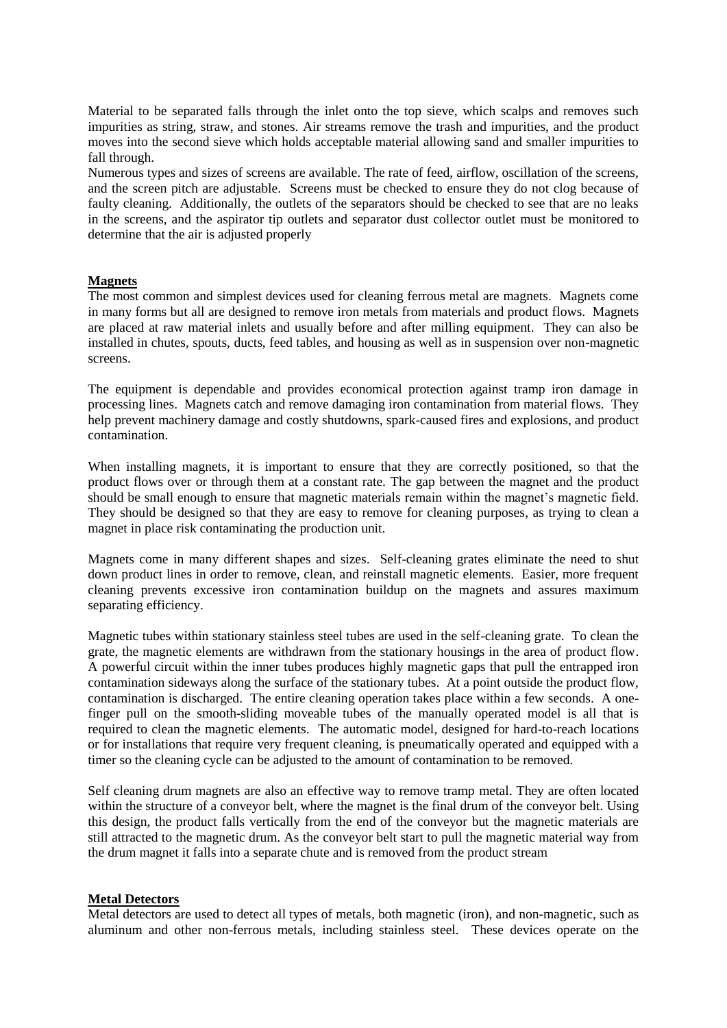Material to be separated falls through the inlet onto the top sieve, which scalps and removes such impurities as string, straw, and stones. Air streams remove the trash and impurities, and the product moves into the second sieve which holds acceptable material allowing sand and smaller impurities to fall through.

Numerous types and sizes of screens are available. The rate of feed, airflow, oscillation of the screens, and the screen pitch are adjustable. Screens must be checked to ensure they do not clog because of faulty cleaning. Additionally, the outlets of the separators should be checked to see that are no leaks in the screens, and the aspirator tip outlets and separator dust collector outlet must be monitored to determine that the air is adjusted properly

## Magnets

The most common and simplest devices used for cleaning ferrous metal are magnets. Magnets come in many forms but all are designed to remove iron metals from materials and product flows. Magnets are placed at raw material inlets and usually before and after milling equipment. They can also be installed in chutes, spouts, ducts, feed tables, and housing as well as in suspension over non-magnetic screens.

The equipment is dependable and provides economical protection against tramp iron damage in processing lines. Magnets catch and remove damaging iron contamination from material flows. They help prevent machinery damage and costly shutdowns, spark-caused fires and explosions, and product contamination.

When installing magnets, it is important to ensure that they are correctly positioned, so that the product flows over or through them at a constant rate. The gap between the magnet and the product should be small enough to ensure that magnetic materials remain within the magnet's magnetic field. They should be designed so that they are easy to remove for cleaning purposes, as trying to clean a magnet in place risk contaminating the production unit.

Magnets come in many different shapes and sizes. Self-cleaning grates eliminate the need to shut down product lines in order to remove, clean, and reinstall magnetic elements. Easier, more frequent cleaning prevents excessive iron contamination buildup on the magnets and assures maximum separating efficiency.

Magnetic tubes within stationary stainless steel tubes are used in the self-cleaning grate. To clean the grate, the magnetic elements are withdrawn from the stationary housings in the area of product flow. A powerful circuit within the inner tubes produces highly magnetic gaps that pull the entrapped iron contamination sideways along the surface of the stationary tubes. At a point outside the product flow, contamination is discharged. The entire cleaning operation takes place within a few seconds. A one-finger pull on the smooth-sliding moveable tubes of the manually operated model is all that is required to clean the magnetic elements. The automatic model, designed for hard-to-reach locations or for installations that require very frequent cleaning, is pneumatically operated and equipped with a timer so the cleaning cycle can be adjusted to the amount of contamination to be removed.

Self cleaning drum magnets are also an effective way to remove tramp metal. They are often located within the structure of a conveyor belt, where the magnet is the final drum of the conveyor belt. Using this design, the product falls vertically from the end of the conveyor but the magnetic materials are still attracted to the magnetic drum. As the conveyor belt start to pull the magnetic material way from the drum magnet it falls into a separate chute and is removed from the product stream

## Metal Detectors

Metal detectors are used to detect all types of metals, both magnetic (iron), and non-magnetic, such as aluminum and other non-ferrous metals, including stainless steel. These devices operate on the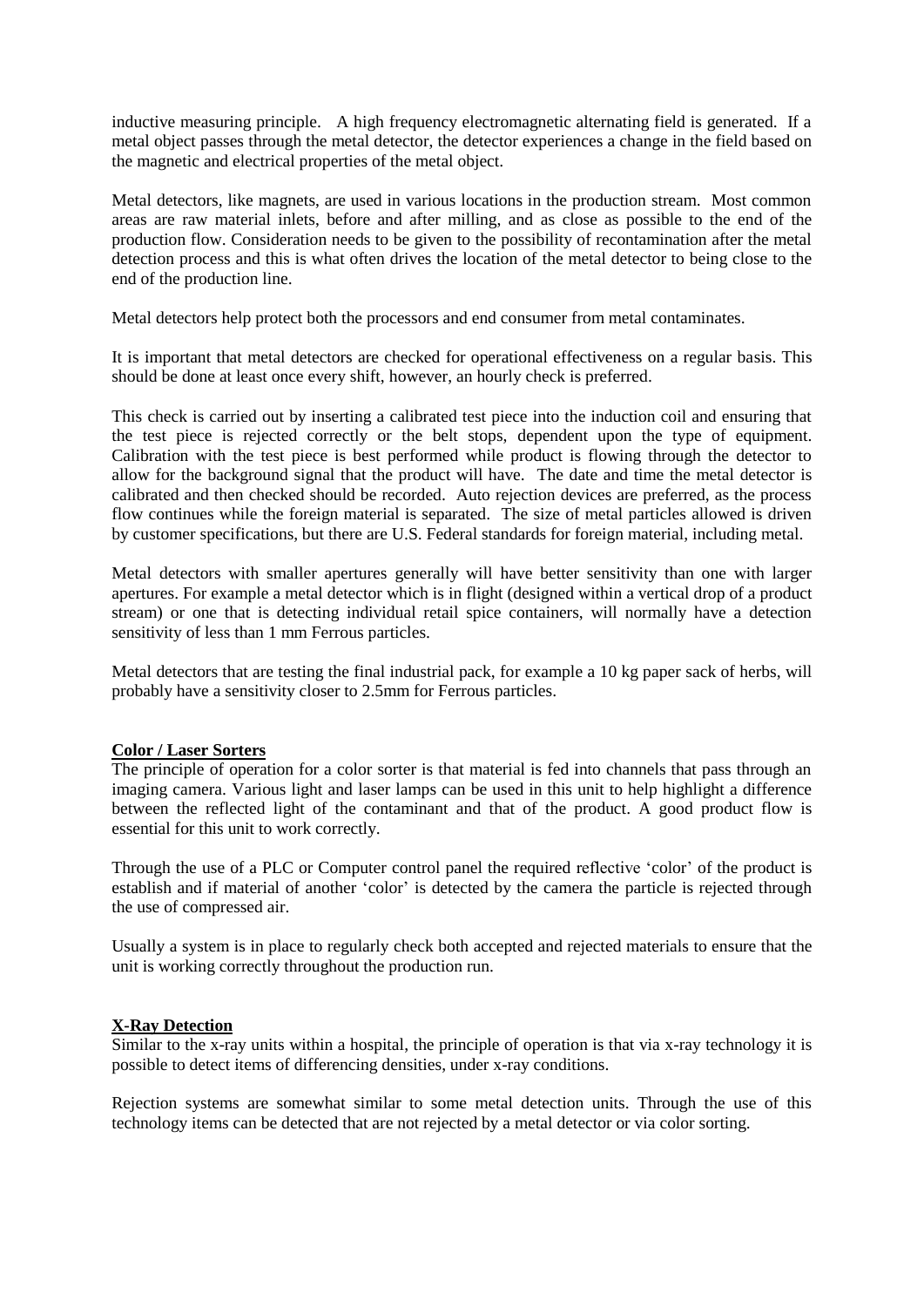inductive measuring principle. A high frequency electromagnetic alternating field is generated. If a metal object passes through the metal detector, the detector experiences a change in the field based on the magnetic and electrical properties of the metal object.

Metal detectors, like magnets, are used in various locations in the production stream. Most common areas are raw material inlets, before and after milling, and as close as possible to the end of the production flow. Consideration needs to be given to the possibility of recontamination after the metal detection process and this is what often drives the location of the metal detector to being close to the end of the production line.

Metal detectors help protect both the processors and end consumer from metal contaminates.

It is important that metal detectors are checked for operational effectiveness on a regular basis. This should be done at least once every shift, however, an hourly check is preferred.

This check is carried out by inserting a calibrated test piece into the induction coil and ensuring that the test piece is rejected correctly or the belt stops, dependent upon the type of equipment. Calibration with the test piece is best performed while product is flowing through the detector to allow for the background signal that the product will have. The date and time the metal detector is calibrated and then checked should be recorded. Auto rejection devices are preferred, as the process flow continues while the foreign material is separated. The size of metal particles allowed is driven by customer specifications, but there are U.S. Federal standards for foreign material, including metal.

Metal detectors with smaller apertures generally will have better sensitivity than one with larger apertures. For example a metal detector which is in flight (designed within a vertical drop of a product stream) or one that is detecting individual retail spice containers, will normally have a detection sensitivity of less than 1 mm Ferrous particles.

Metal detectors that are testing the final industrial pack, for example a 10 kg paper sack of herbs, will probably have a sensitivity closer to 2.5mm for Ferrous particles.

**Color / Laser Sorters**

The principle of operation for a color sorter is that material is fed into channels that pass through an imaging camera. Various light and laser lamps can be used in this unit to help highlight a difference between the reflected light of the contaminant and that of the product. A good product flow is essential for this unit to work correctly.

Through the use of a PLC or Computer control panel the required reflective 'color' of the product is establish and if material of another 'color' is detected by the camera the particle is rejected through the use of compressed air.

Usually a system is in place to regularly check both accepted and rejected materials to ensure that the unit is working correctly throughout the production run.

**X-Ray Detection**

Similar to the x-ray units within a hospital, the principle of operation is that via x-ray technology it is possible to detect items of differencing densities, under x-ray conditions.

Rejection systems are somewhat similar to some metal detection units. Through the use of this technology items can be detected that are not rejected by a metal detector or via color sorting.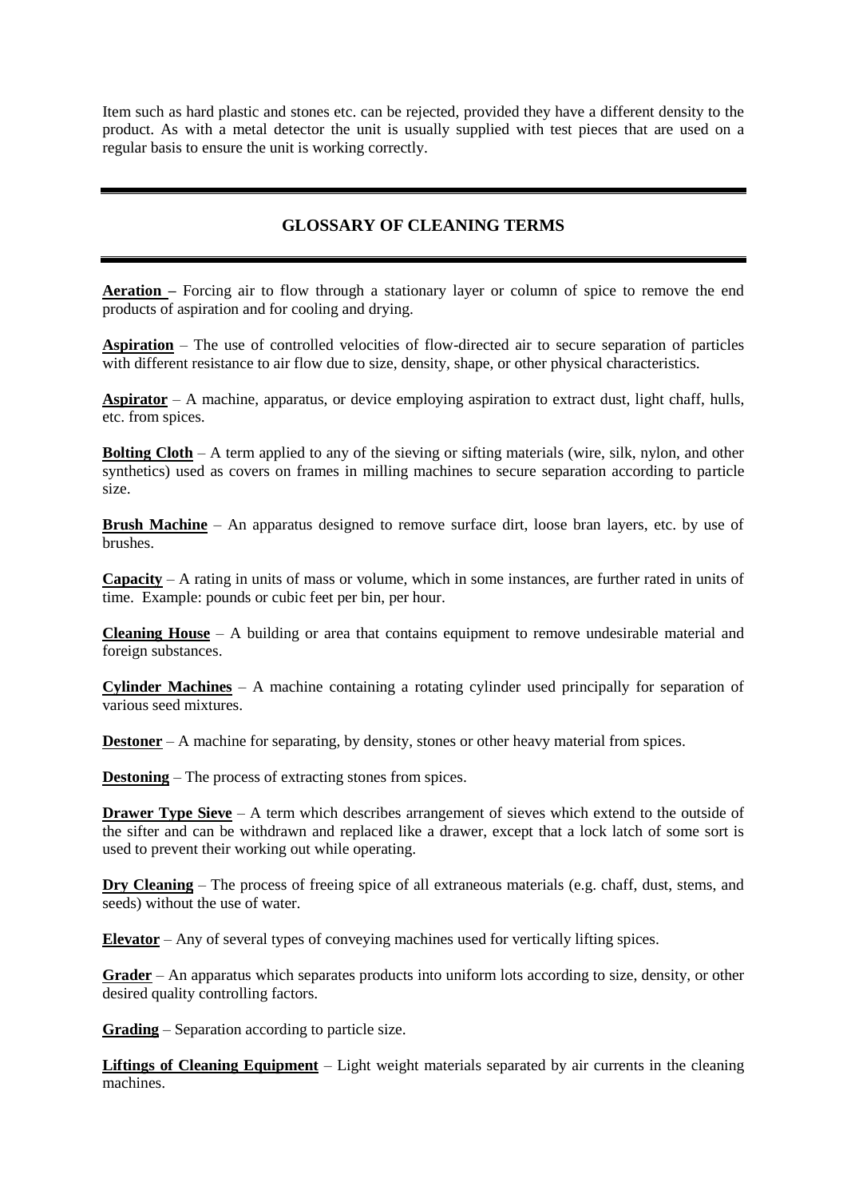Item such as hard plastic and stones etc. can be rejected, provided they have a different density to the product. As with a metal detector the unit is usually supplied with test pieces that are used on a regular basis to ensure the unit is working correctly.

---

## GLOSSARY OF CLEANING TERMS

---

**Aeration** – Forcing air to flow through a stationary layer or column of spice to remove the end products of aspiration and for cooling and drying.

**Aspiration** – The use of controlled velocities of flow-directed air to secure separation of particles with different resistance to air flow due to size, density, shape, or other physical characteristics.

**Aspirator** – A machine, apparatus, or device employing aspiration to extract dust, light chaff, hulls, etc. from spices.

**Bolting Cloth** – A term applied to any of the sieving or sifting materials (wire, silk, nylon, and other synthetics) used as covers on frames in milling machines to secure separation according to particle size.

**Brush Machine** – An apparatus designed to remove surface dirt, loose bran layers, etc. by use of brushes.

**Capacity** – A rating in units of mass or volume, which in some instances, are further rated in units of time. Example: pounds or cubic feet per bin, per hour.

**Cleaning House** – A building or area that contains equipment to remove undesirable material and foreign substances.

**Cylinder Machines** – A machine containing a rotating cylinder used principally for separation of various seed mixtures.

**Destoner** – A machine for separating, by density, stones or other heavy material from spices.

**Destoning** – The process of extracting stones from spices.

**Drawer Type Sieve** – A term which describes arrangement of sieves which extend to the outside of the sifter and can be withdrawn and replaced like a drawer, except that a lock latch of some sort is used to prevent their working out while operating.

**Dry Cleaning** – The process of freeing spice of all extraneous materials (e.g. chaff, dust, stems, and seeds) without the use of water.

**Elevator** – Any of several types of conveying machines used for vertically lifting spices.

**Grader** – An apparatus which separates products into uniform lots according to size, density, or other desired quality controlling factors.

**Grading** – Separation according to particle size.

**Liftings of Cleaning Equipment** – Light weight materials separated by air currents in the cleaning machines.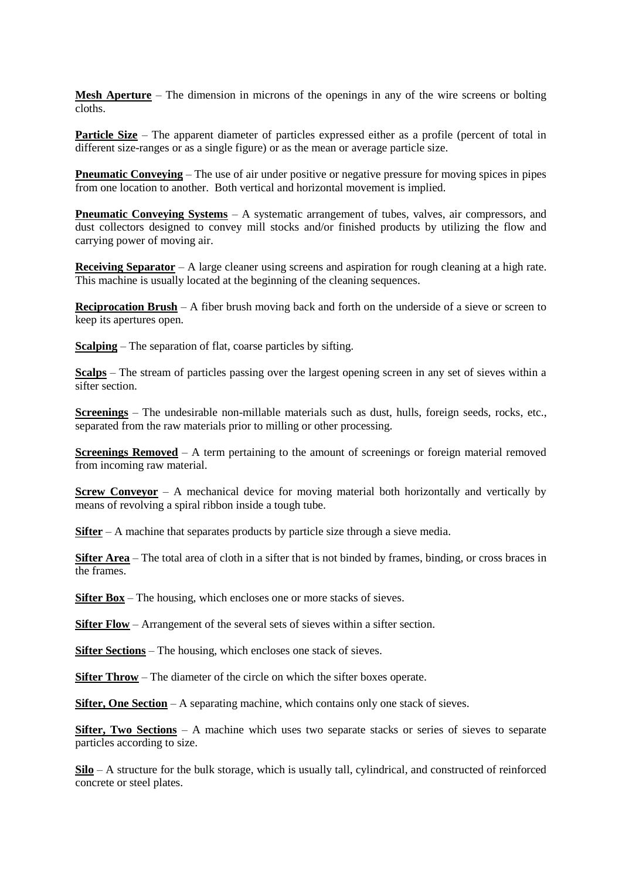**Mesh Aperture** – The dimension in microns of the openings in any of the wire screens or bolting cloths.

**Particle Size** – The apparent diameter of particles expressed either as a profile (percent of total in different size-ranges or as a single figure) or as the mean or average particle size.

**Pneumatic Conveying** – The use of air under positive or negative pressure for moving spices in pipes from one location to another. Both vertical and horizontal movement is implied.

**Pneumatic Conveying Systems** – A systematic arrangement of tubes, valves, air compressors, and dust collectors designed to convey mill stocks and/or finished products by utilizing the flow and carrying power of moving air.

**Receiving Separator** – A large cleaner using screens and aspiration for rough cleaning at a high rate. This machine is usually located at the beginning of the cleaning sequences.

**Reciprocation Brush** – A fiber brush moving back and forth on the underside of a sieve or screen to keep its apertures open.

**Scalping** – The separation of flat, coarse particles by sifting.

**Scalps** – The stream of particles passing over the largest opening screen in any set of sieves within a sifter section.

**Screenings** – The undesirable non-millable materials such as dust, hulls, foreign seeds, rocks, etc., separated from the raw materials prior to milling or other processing.

**Screenings Removed** – A term pertaining to the amount of screenings or foreign material removed from incoming raw material.

**Screw Conveyor** – A mechanical device for moving material both horizontally and vertically by means of revolving a spiral ribbon inside a tough tube.

**Sifter** – A machine that separates products by particle size through a sieve media.

**Sifter Area** – The total area of cloth in a sifter that is not binded by frames, binding, or cross braces in the frames.

**Sifter Box** – The housing, which encloses one or more stacks of sieves.

**Sifter Flow** – Arrangement of the several sets of sieves within a sifter section.

**Sifter Sections** – The housing, which encloses one stack of sieves.

**Sifter Throw** – The diameter of the circle on which the sifter boxes operate.

**Sifter, One Section** – A separating machine, which contains only one stack of sieves.

**Sifter, Two Sections** – A machine which uses two separate stacks or series of sieves to separate particles according to size.

**Silo** – A structure for the bulk storage, which is usually tall, cylindrical, and constructed of reinforced concrete or steel plates.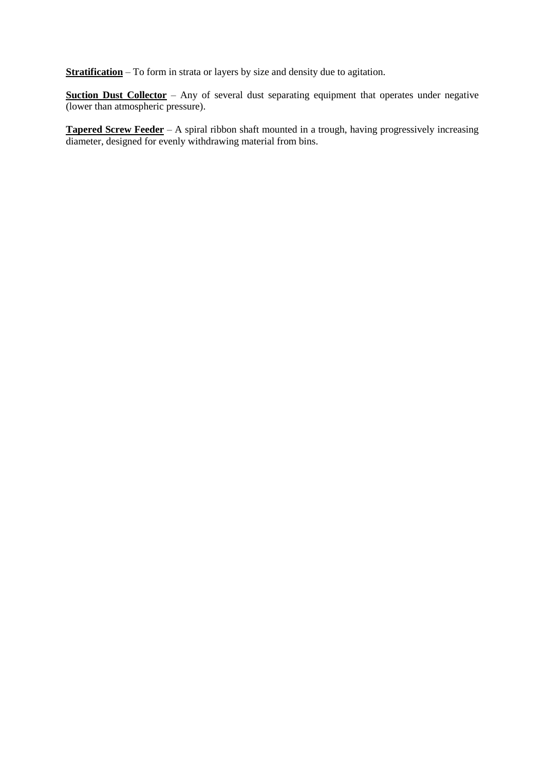**<u>Stratification</u>** – To form in strata or layers by size and density due to agitation.

**<u>Suction Dust Collector</u>** – Any of several dust separating equipment that operates under negative (lower than atmospheric pressure).

**<u>Tapered Screw Feeder</u>** – A spiral ribbon shaft mounted in a trough, having progressively increasing diameter, designed for evenly withdrawing material from bins.